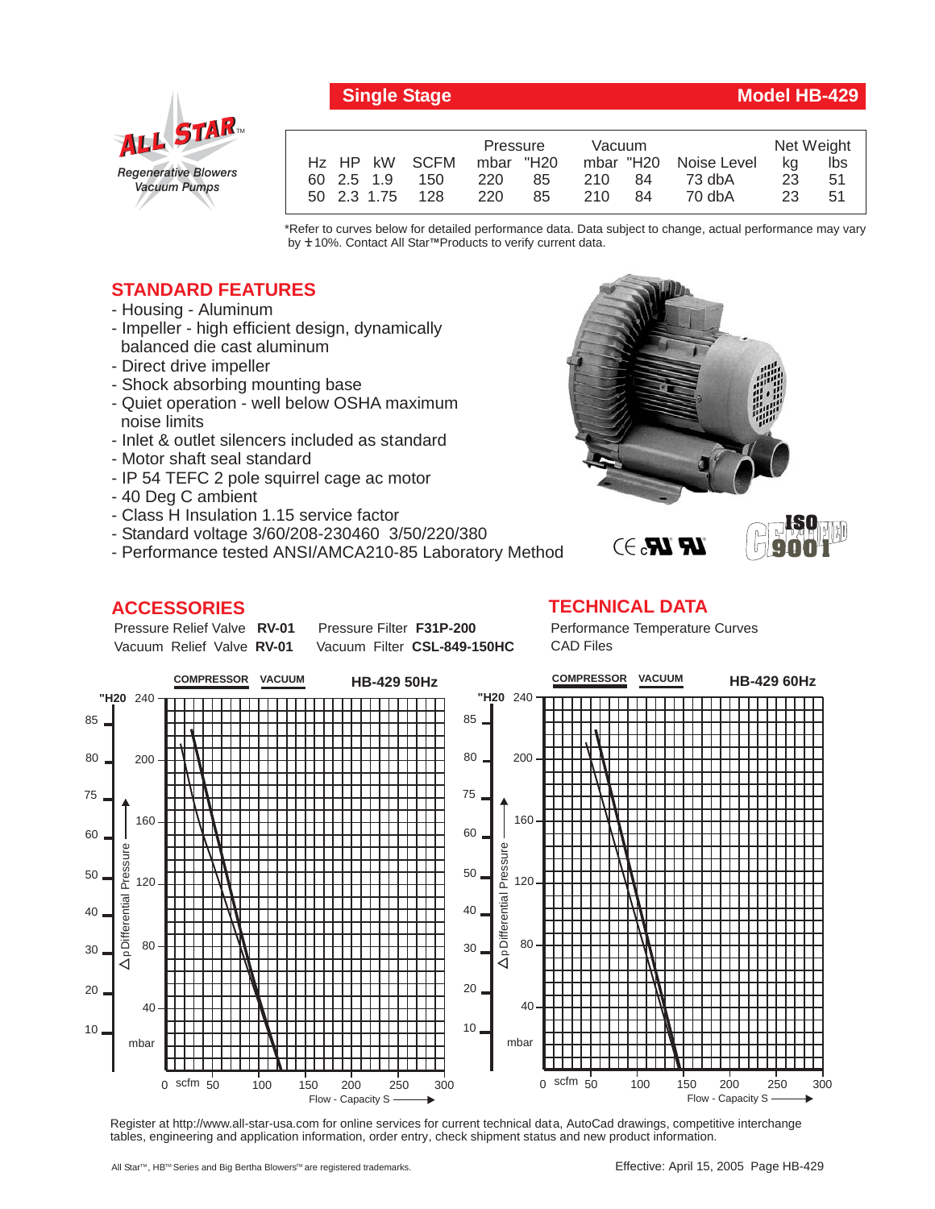**Single Stage** **Model HB-429**

ALL STAR™
*Regenerative Blowers Vacuum Pumps*

| Hz | HP | kW | SCFM | Pressure mbar | Pressure "H20 | Vacuum mbar | Vacuum "H20 | Noise Level | Net Weight kg | Net Weight lbs |
|---|---|---|---|---|---|---|---|---|---|---|
| 60 | 2.5 | 1.9 | 150 | 220 | 85 | 210 | 84 | 73 dbA | 23 | 51 |
| 50 | 2.3 | 1.75 | 128 | 220 | 85 | 210 | 84 | 70 dbA | 23 | 51 |

*Refer to curves below for detailed performance data. Data subject to change, actual performance may vary by ± 10%. Contact All Star™ Products to verify current data.

## STANDARD FEATURES

- Housing - Aluminum
- Impeller - high efficient design, dynamically balanced die cast aluminum
- Direct drive impeller
- Shock absorbing mounting base
- Quiet operation - well below OSHA maximum noise limits
- Inlet & outlet silencers included as standard
- Motor shaft seal standard
- IP 54 TEFC 2 pole squirrel cage ac motor
- 40 Deg C ambient
- Class H Insulation 1.15 service factor
- Standard voltage 3/60/208-230460 3/50/220/380
- Performance tested ANSI/AMCA210-85 Laboratory Method

## ACCESSORIES

Pressure Relief Valve **RV-01**
Vacuum Relief Valve **RV-01**
Pressure Filter **F31P-200**
Vacuum Filter **CSL-849-150HC**

## TECHNICAL DATA

Performance Temperature Curves
CAD Files

**COMPRESSOR** **VACUUM** **HB-429 50Hz**

**COMPRESSOR** **VACUUM** **HB-429 60Hz**

Register at http://www.all-star-usa.com for online services for current technical data, AutoCad drawings, competitive interchange tables, engineering and application information, order entry, check shipment status and new product information.

All Star™, HB™ Series and Big Bertha Blowers™ are registered trademarks.

Effective: April 15, 2005 Page HB-429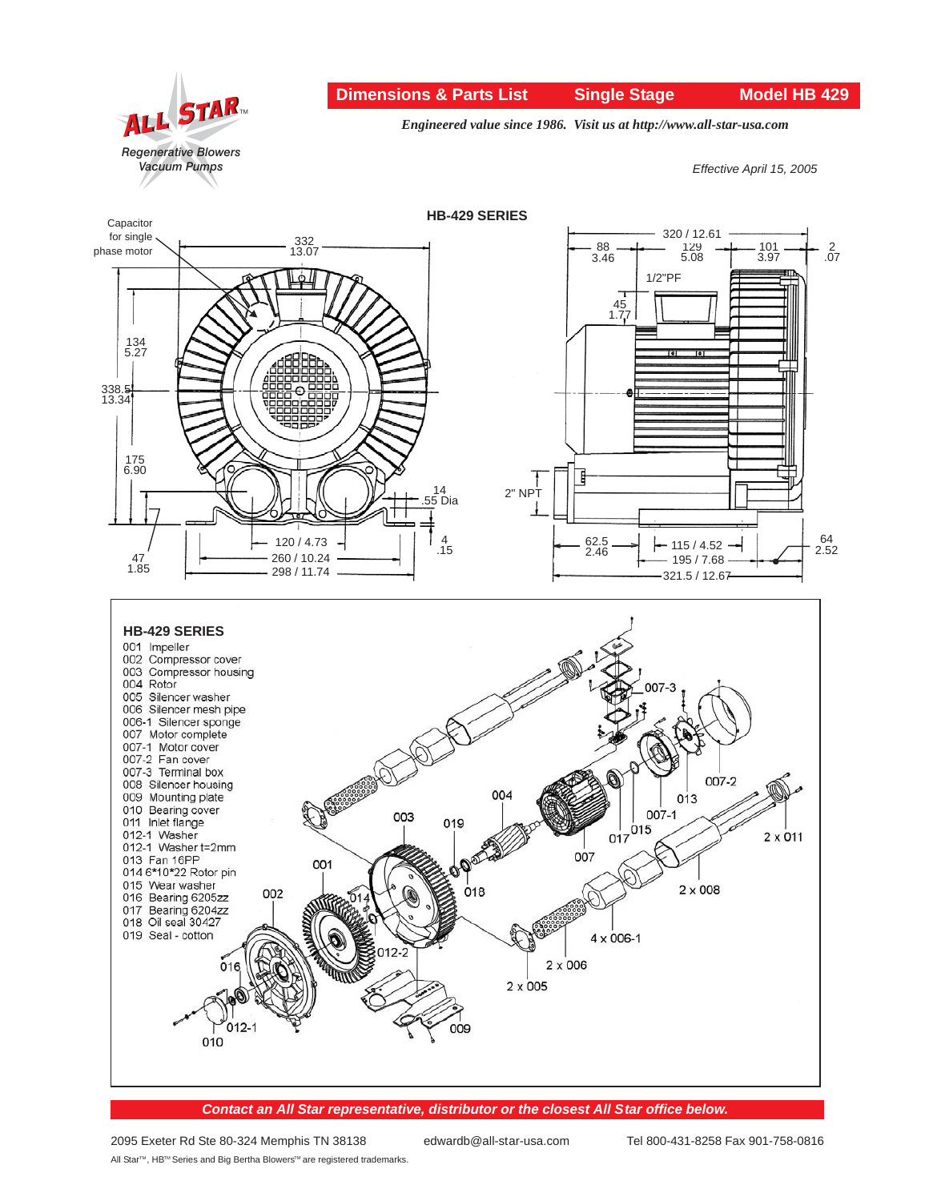ALL STAR™
*Regenerative Blowers*
*Vacuum Pumps*

## Dimensions & Parts List — Single Stage — Model HB 429

***Engineered value since 1986. Visit us at http://www.all-star-usa.com***

*Effective April 15, 2005*

### HB-429 SERIES

Capacitor for single phase motor

332
13.07

134
5.27

338.5
13.34

175
6.90

47
1.85

120 / 4.73

260 / 10.24

298 / 11.74

14
.55 Dia

4
.15

320 / 12.61

88
3.46

129
5.08

101
3.97

2
.07

1/2"PF

45
1.77

2" NPT

62.5
2.46

115 / 4.52

195 / 7.68

321.5 / 12.67

64
2.52

### HB-429 SERIES

- 001 Impeller
- 002 Compressor cover
- 003 Compressor housing
- 004 Rotor
- 005 Silencer washer
- 006 Silencer mesh pipe
- 006-1 Silencer sponge
- 007 Motor complete
- 007-1 Motor cover
- 007-2 Fan cover
- 007-3 Terminal box
- 008 Silencer housing
- 009 Mounting plate
- 010 Bearing cover
- 011 Inlet flange
- 012-1 Washer
- 012-1 Washer t=2mm
- 013 Fan 16PP
- 014 6*10*22 Rotor pin
- 015 Wear washer
- 016 Bearing 6205zz
- 017 Bearing 6204zz
- 018 Oil seal 30427
- 019 Seal - cotton

007-3
007-2
013
007-1
015
017
004
003
019
007
018
001
002
014
012-2
016
012-1
010
009
2 x 011
2 x 008
4 x 006-1
2 x 006
2 x 005

***Contact an All Star representative, distributor or the closest All Star office below.***

2095 Exeter Rd Ste 80-324 Memphis TN 38138 — edwardb@all-star-usa.com — Tel 800-431-8258 Fax 901-758-0816

All Star™, HB™ Series and Big Bertha Blowers™ are registered trademarks.